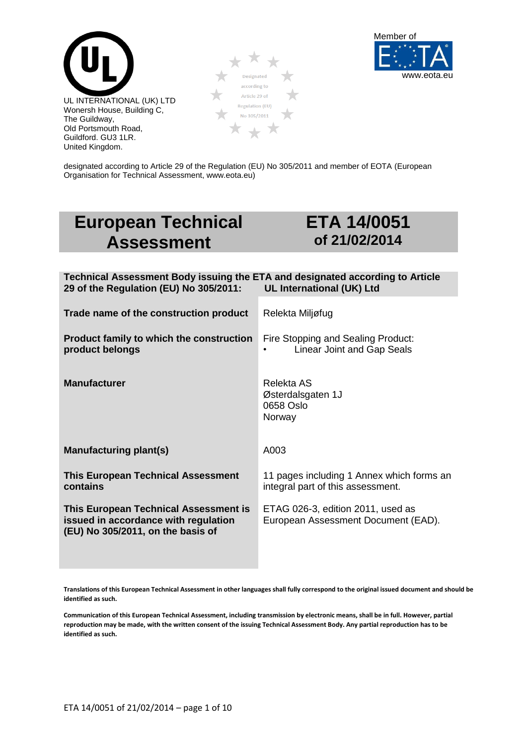UL INTERNATIONAL (UK) LTD
Wonersh House, Building C,
The Guildway,
Old Portsmouth Road,
Guildford. GU3 1LR.
United Kingdom.

Designated according to Article 29 of Regulation (EU) No 305/2011

Member of EOTA
www.eota.eu

designated according to Article 29 of the Regulation (EU) No 305/2011 and member of EOTA (European Organisation for Technical Assessment, www.eota.eu)

# European Technical Assessment

# ETA 14/0051 of 21/02/2014

| | |
|---|---|
| **Technical Assessment Body issuing the ETA and designated according to Article 29 of the Regulation (EU) No 305/2011:** | **UL International (UK) Ltd** |
| **Trade name of the construction product** | Relekta Miljøfug |
| **Product family to which the construction product belongs** | Fire Stopping and Sealing Product:<br>• Linear Joint and Gap Seals |
| **Manufacturer** | Relekta AS<br>Østerdalsgaten 1J<br>0658 Oslo<br>Norway |
| **Manufacturing plant(s)** | A003 |
| **This European Technical Assessment contains** | 11 pages including 1 Annex which forms an integral part of this assessment. |
| **This European Technical Assessment is issued in accordance with regulation (EU) No 305/2011, on the basis of** | ETAG 026-3, edition 2011, used as European Assessment Document (EAD). |

**Translations of this European Technical Assessment in other languages shall fully correspond to the original issued document and should be identified as such.**

**Communication of this European Technical Assessment, including transmission by electronic means, shall be in full. However, partial reproduction may be made, with the written consent of the issuing Technical Assessment Body. Any partial reproduction has to be identified as such.**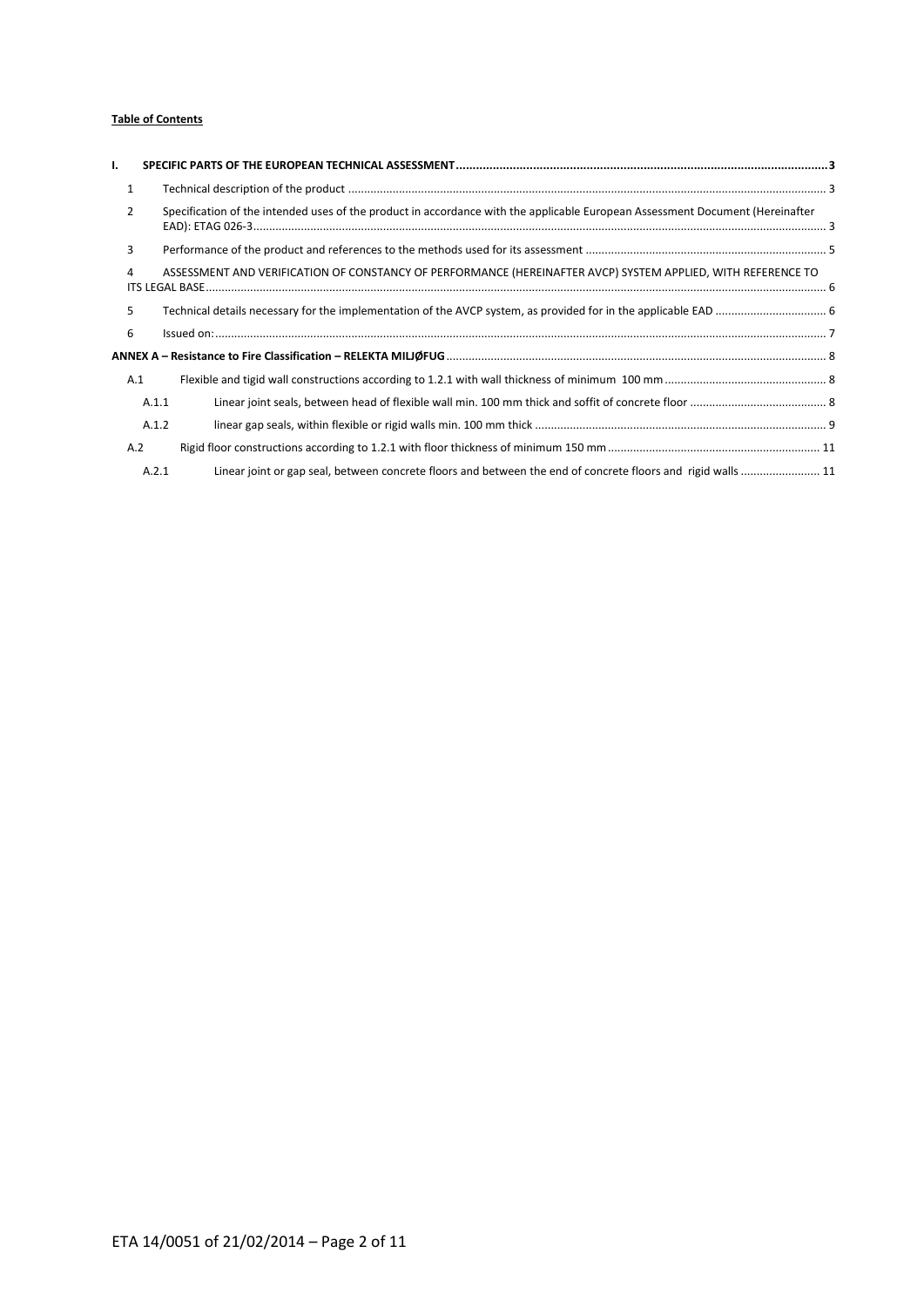**Table of Contents**

**I. SPECIFIC PARTS OF THE EUROPEAN TECHNICAL ASSESSMENT ..................................................................................................................3**

1 Technical description of the product ..................................................................................................................................... 3

2 Specification of the intended uses of the product in accordance with the applicable European Assessment Document (Hereinafter EAD): ETAG 026-3............................................................................................................................................................................. 3

3 Performance of the product and references to the methods used for its assessment ........................................................................... 5

4 ASSESSMENT AND VERIFICATION OF CONSTANCY OF PERFORMANCE (HEREINAFTER AVCP) SYSTEM APPLIED, WITH REFERENCE TO ITS LEGAL BASE.............................................................................................................................................................................. 6

5 Technical details necessary for the implementation of the AVCP system, as provided for in the applicable EAD .................................. 6

6 Issued on:.................................................................................................................................................................................. 7

**ANNEX A – Resistance to Fire Classification – RELEKTA MILJØFUG.......................................................................................................... 8**

A.1 Flexible and tigid wall constructions according to 1.2.1 with wall thickness of minimum 100 mm .................................................. 8

A.1.1 Linear joint seals, between head of flexible wall min. 100 mm thick and soffit of concrete floor ........................................... 8

A.1.2 linear gap seals, within flexible or rigid walls min. 100 mm thick ........................................................................................... 9

A.2 Rigid floor constructions according to 1.2.1 with floor thickness of minimum 150 mm .................................................................. 11

A.2.1 Linear joint or gap seal, between concrete floors and between the end of concrete floors and rigid walls ........................ 11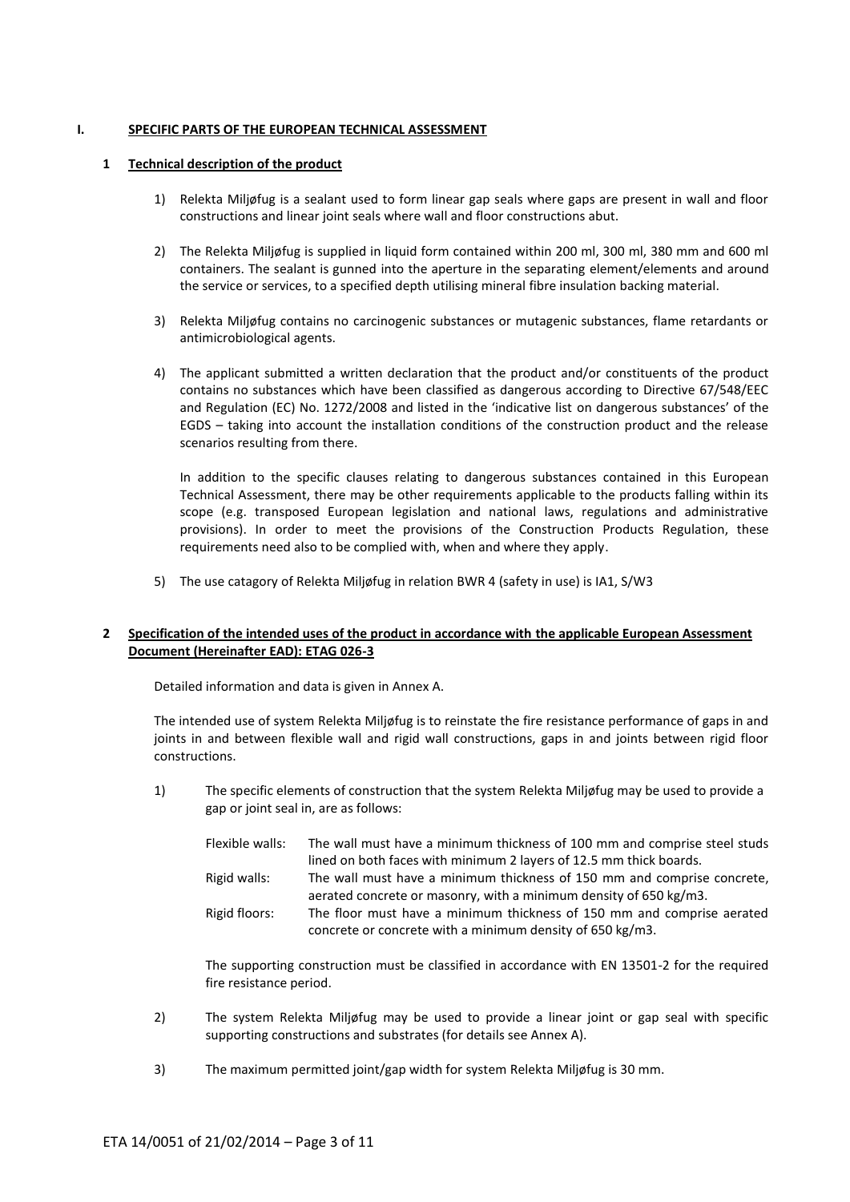# I. SPECIFIC PARTS OF THE EUROPEAN TECHNICAL ASSESSMENT

## 1 Technical description of the product

1) Relekta Miljøfug is a sealant used to form linear gap seals where gaps are present in wall and floor constructions and linear joint seals where wall and floor constructions abut.

2) The Relekta Miljøfug is supplied in liquid form contained within 200 ml, 300 ml, 380 mm and 600 ml containers. The sealant is gunned into the aperture in the separating element/elements and around the service or services, to a specified depth utilising mineral fibre insulation backing material.

3) Relekta Miljøfug contains no carcinogenic substances or mutagenic substances, flame retardants or antimicrobiological agents.

4) The applicant submitted a written declaration that the product and/or constituents of the product contains no substances which have been classified as dangerous according to Directive 67/548/EEC and Regulation (EC) No. 1272/2008 and listed in the 'indicative list on dangerous substances' of the EGDS – taking into account the installation conditions of the construction product and the release scenarios resulting from there.

   In addition to the specific clauses relating to dangerous substances contained in this European Technical Assessment, there may be other requirements applicable to the products falling within its scope (e.g. transposed European legislation and national laws, regulations and administrative provisions). In order to meet the provisions of the Construction Products Regulation, these requirements need also to be complied with, when and where they apply.

5) The use catagory of Relekta Miljøfug in relation BWR 4 (safety in use) is IA1, S/W3

## 2 Specification of the intended uses of the product in accordance with the applicable European Assessment Document (Hereinafter EAD): ETAG 026-3

Detailed information and data is given in Annex A.

The intended use of system Relekta Miljøfug is to reinstate the fire resistance performance of gaps in and joints in and between flexible wall and rigid wall constructions, gaps in and joints between rigid floor constructions.

1) The specific elements of construction that the system Relekta Miljøfug may be used to provide a gap or joint seal in, are as follows:

   Flexible walls: The wall must have a minimum thickness of 100 mm and comprise steel studs lined on both faces with minimum 2 layers of 12.5 mm thick boards.

   Rigid walls: The wall must have a minimum thickness of 150 mm and comprise concrete, aerated concrete or masonry, with a minimum density of 650 kg/m3.

   Rigid floors: The floor must have a minimum thickness of 150 mm and comprise aerated concrete or concrete with a minimum density of 650 kg/m3.

   The supporting construction must be classified in accordance with EN 13501-2 for the required fire resistance period.

2) The system Relekta Miljøfug may be used to provide a linear joint or gap seal with specific supporting constructions and substrates (for details see Annex A).

3) The maximum permitted joint/gap width for system Relekta Miljøfug is 30 mm.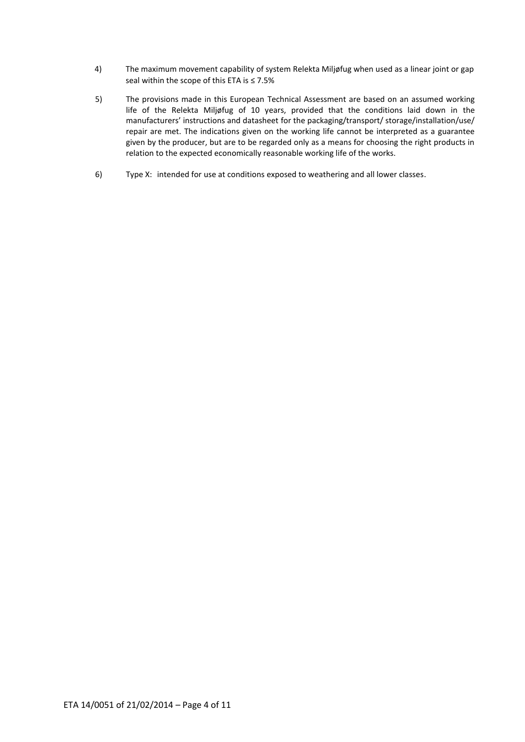4) The maximum movement capability of system Relekta Miljøfug when used as a linear joint or gap seal within the scope of this ETA is ≤ 7.5%

5) The provisions made in this European Technical Assessment are based on an assumed working life of the Relekta Miljøfug of 10 years, provided that the conditions laid down in the manufacturers' instructions and datasheet for the packaging/transport/ storage/installation/use/ repair are met. The indications given on the working life cannot be interpreted as a guarantee given by the producer, but are to be regarded only as a means for choosing the right products in relation to the expected economically reasonable working life of the works.

6) Type X: intended for use at conditions exposed to weathering and all lower classes.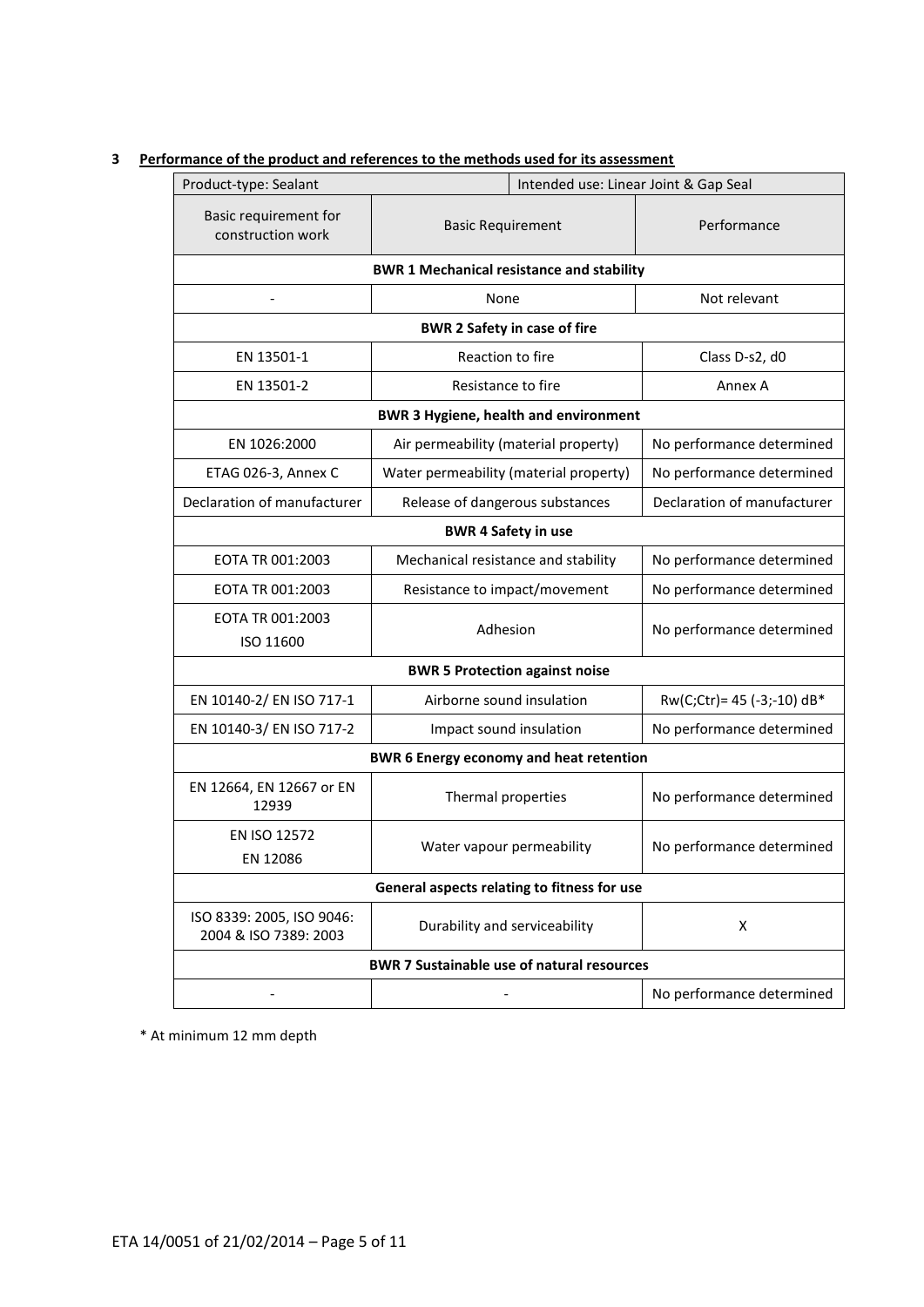## 3 Performance of the product and references to the methods used for its assessment

| Product-type: Sealant | | Intended use: Linear Joint & Gap Seal |
|---|---|---|
| Basic requirement for construction work | Basic Requirement | Performance |
| **BWR 1 Mechanical resistance and stability** | | |
| - | None | Not relevant |
| **BWR 2 Safety in case of fire** | | |
| EN 13501-1 | Reaction to fire | Class D-s2, d0 |
| EN 13501-2 | Resistance to fire | Annex A |
| **BWR 3 Hygiene, health and environment** | | |
| EN 1026:2000 | Air permeability (material property) | No performance determined |
| ETAG 026-3, Annex C | Water permeability (material property) | No performance determined |
| Declaration of manufacturer | Release of dangerous substances | Declaration of manufacturer |
| **BWR 4 Safety in use** | | |
| EOTA TR 001:2003 | Mechanical resistance and stability | No performance determined |
| EOTA TR 001:2003 | Resistance to impact/movement | No performance determined |
| EOTA TR 001:2003 ISO 11600 | Adhesion | No performance determined |
| **BWR 5 Protection against noise** | | |
| EN 10140-2/ EN ISO 717-1 | Airborne sound insulation | Rw(C;Ctr)= 45 (-3;-10) dB* |
| EN 10140-3/ EN ISO 717-2 | Impact sound insulation | No performance determined |
| **BWR 6 Energy economy and heat retention** | | |
| EN 12664, EN 12667 or EN 12939 | Thermal properties | No performance determined |
| EN ISO 12572 EN 12086 | Water vapour permeability | No performance determined |
| **General aspects relating to fitness for use** | | |
| ISO 8339: 2005, ISO 9046: 2004 & ISO 7389: 2003 | Durability and serviceability | X |
| **BWR 7 Sustainable use of natural resources** | | |
| - | - | No performance determined |

\* At minimum 12 mm depth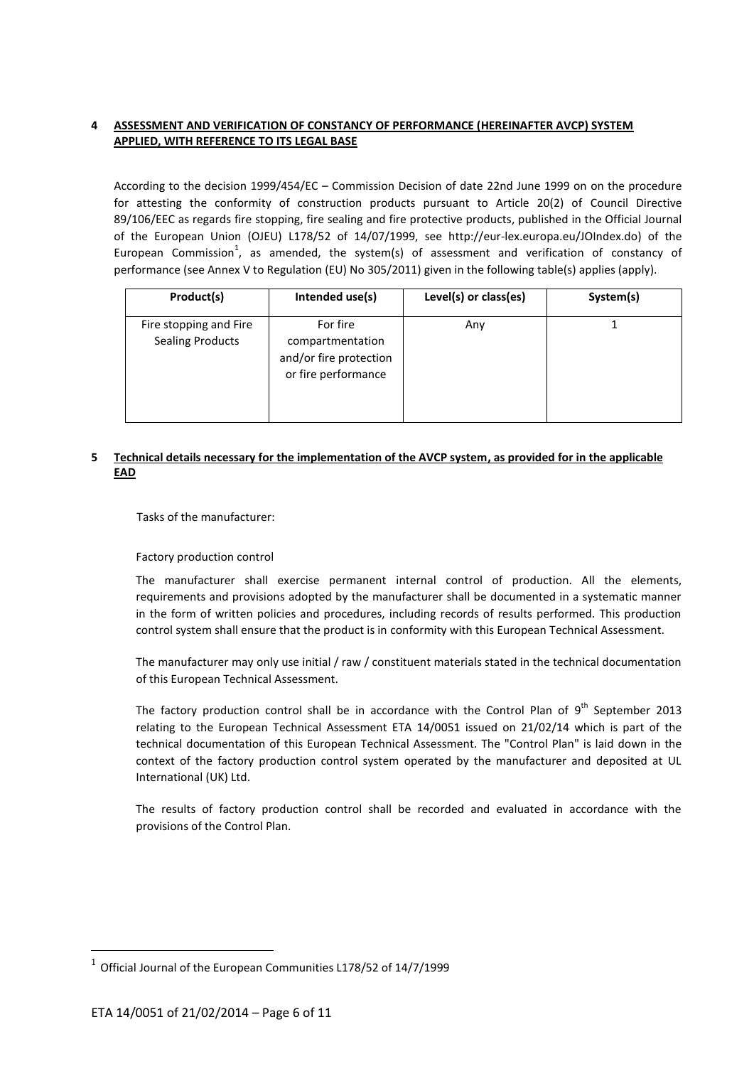## 4 ASSESSMENT AND VERIFICATION OF CONSTANCY OF PERFORMANCE (HEREINAFTER AVCP) SYSTEM APPLIED, WITH REFERENCE TO ITS LEGAL BASE

According to the decision 1999/454/EC – Commission Decision of date 22nd June 1999 on on the procedure for attesting the conformity of construction products pursuant to Article 20(2) of Council Directive 89/106/EEC as regards fire stopping, fire sealing and fire protective products, published in the Official Journal of the European Union (OJEU) L178/52 of 14/07/1999, see http://eur-lex.europa.eu/JOIndex.do) of the European Commission[1], as amended, the system(s) of assessment and verification of constancy of performance (see Annex V to Regulation (EU) No 305/2011) given in the following table(s) applies (apply).

| Product(s) | Intended use(s) | Level(s) or class(es) | System(s) |
|---|---|---|---|
| Fire stopping and Fire Sealing Products | For fire compartmentation and/or fire protection or fire performance | Any | 1 |

## 5 Technical details necessary for the implementation of the AVCP system, as provided for in the applicable EAD

Tasks of the manufacturer:

Factory production control

The manufacturer shall exercise permanent internal control of production. All the elements, requirements and provisions adopted by the manufacturer shall be documented in a systematic manner in the form of written policies and procedures, including records of results performed. This production control system shall ensure that the product is in conformity with this European Technical Assessment.

The manufacturer may only use initial / raw / constituent materials stated in the technical documentation of this European Technical Assessment.

The factory production control shall be in accordance with the Control Plan of 9th September 2013 relating to the European Technical Assessment ETA 14/0051 issued on 21/02/14 which is part of the technical documentation of this European Technical Assessment. The "Control Plan" is laid down in the context of the factory production control system operated by the manufacturer and deposited at UL International (UK) Ltd.

The results of factory production control shall be recorded and evaluated in accordance with the provisions of the Control Plan.

[1] Official Journal of the European Communities L178/52 of 14/7/1999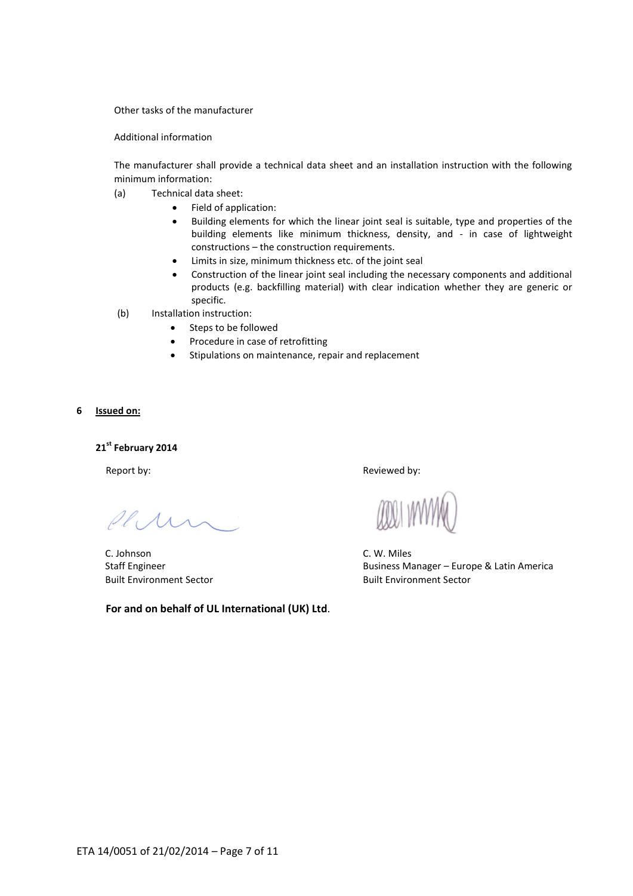Other tasks of the manufacturer

Additional information

The manufacturer shall provide a technical data sheet and an installation instruction with the following minimum information:

(a) Technical data sheet:

- Field of application:
- Building elements for which the linear joint seal is suitable, type and properties of the building elements like minimum thickness, density, and - in case of lightweight constructions – the construction requirements.
- Limits in size, minimum thickness etc. of the joint seal
- Construction of the linear joint seal including the necessary components and additional products (e.g. backfilling material) with clear indication whether they are generic or specific.

(b) Installation instruction:

- Steps to be followed
- Procedure in case of retrofitting
- Stipulations on maintenance, repair and replacement

## 6 Issued on:

**21st February 2014**

Report by:

C. Johnson
Staff Engineer
Built Environment Sector

Reviewed by:

C. W. Miles
Business Manager – Europe & Latin America
Built Environment Sector

**For and on behalf of UL International (UK) Ltd**.

ETA 14/0051 of 21/02/2014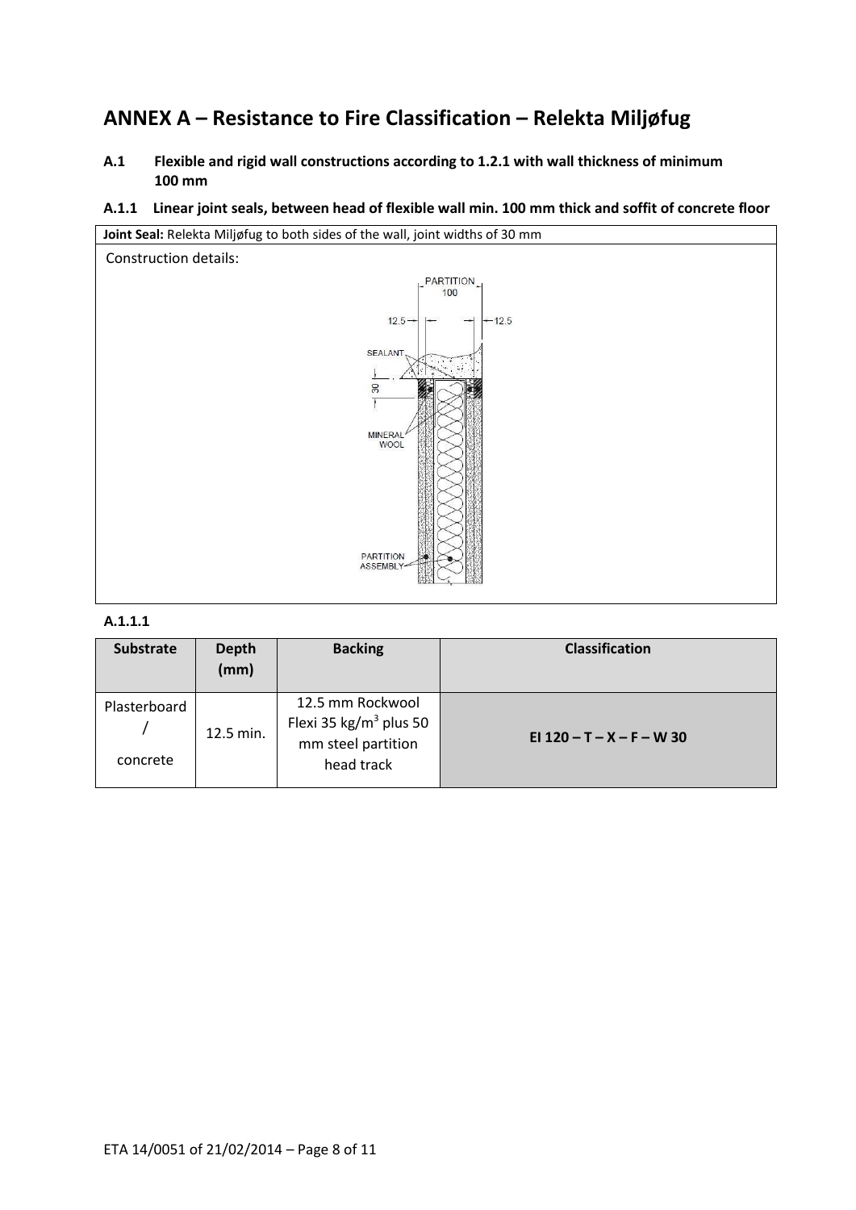# ANNEX A – Resistance to Fire Classification – Relekta Miljøfug

## A.1 Flexible and rigid wall constructions according to 1.2.1 with wall thickness of minimum 100 mm

### A.1.1 Linear joint seals, between head of flexible wall min. 100 mm thick and soffit of concrete floor

**Joint Seal:** Relekta Miljøfug to both sides of the wall, joint widths of 30 mm

Construction details:

PARTITION 100

12.5 12.5

SEALANT

30

MINERAL WOOL

PARTITION ASSEMBLY

#### A.1.1.1

| Substrate | Depth (mm) | Backing | Classification |
|---|---|---|---|
| Plasterboard / concrete | 12.5 min. | 12.5 mm Rockwool Flexi 35 kg/m$^3$ plus 50 mm steel partition head track | **EI 120 – T – X – F – W 30** |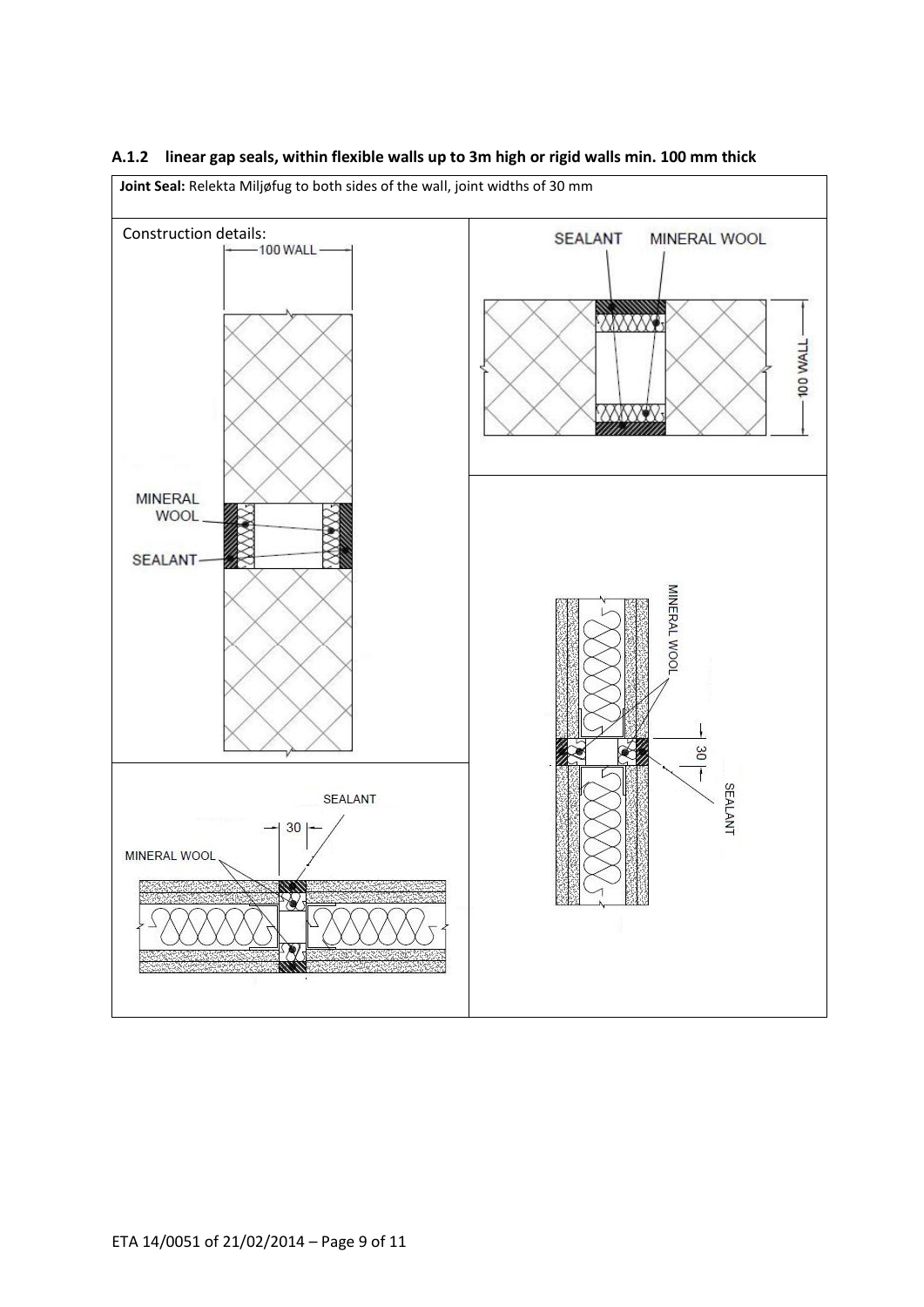### A.1.2 linear gap seals, within flexible walls up to 3m high or rigid walls min. 100 mm thick

**Joint Seal:** Relekta Miljøfug to both sides of the wall, joint widths of 30 mm

Construction details:

100 WALL

MINERAL WOOL

SEALANT

SEALANT MINERAL WOOL

100 WALL

MINERAL WOOL

30

SEALANT

SEALANT

30

MINERAL WOOL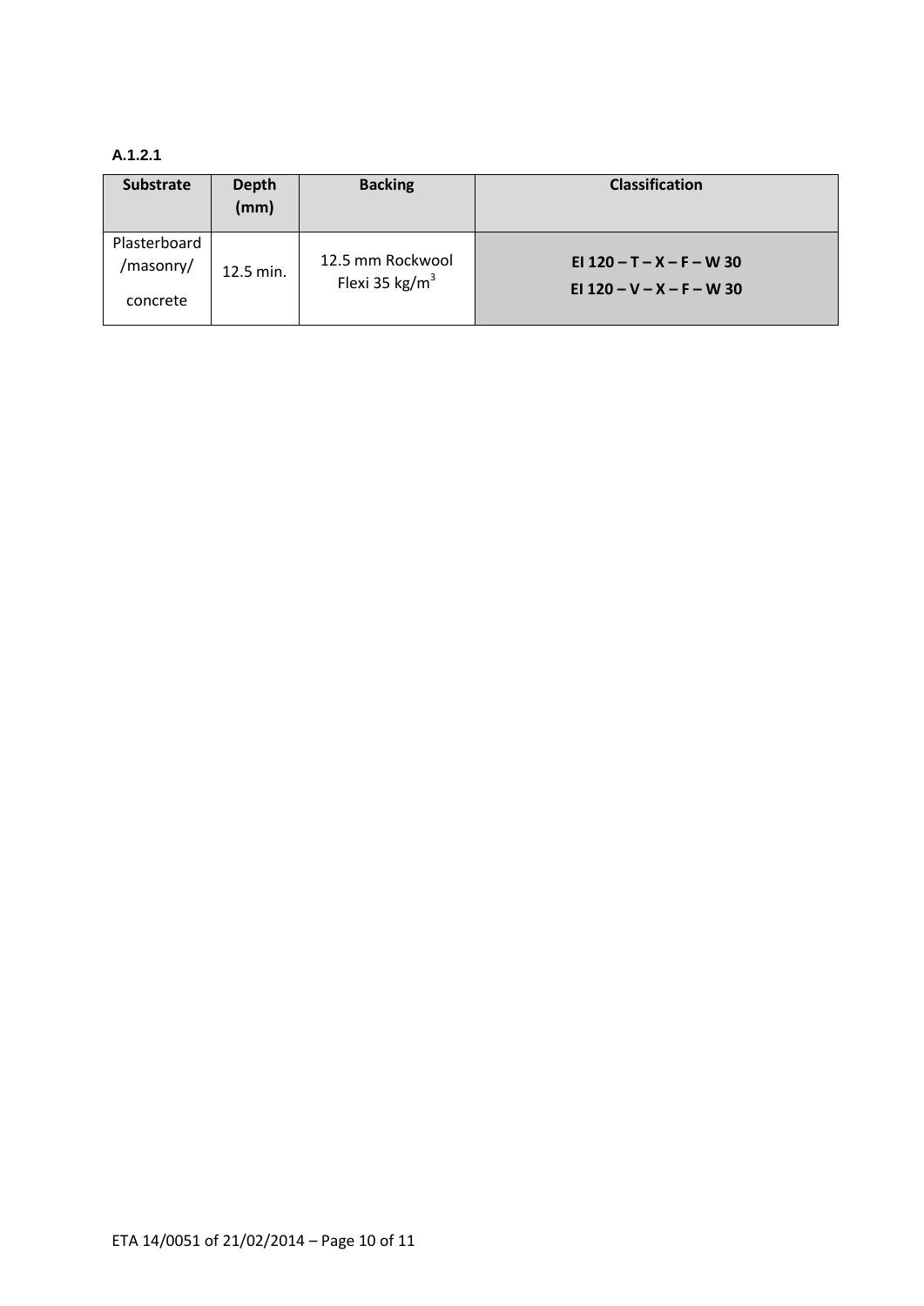**A.1.2.1**

| Substrate | Depth (mm) | Backing | Classification |
| --- | --- | --- | --- |
| Plasterboard /masonry/ concrete | 12.5 min. | 12.5 mm Rockwool Flexi 35 kg/$m^3$ | **EI 120 – T – X – F – W 30**<br>**EI 120 – V – X – F – W 30** |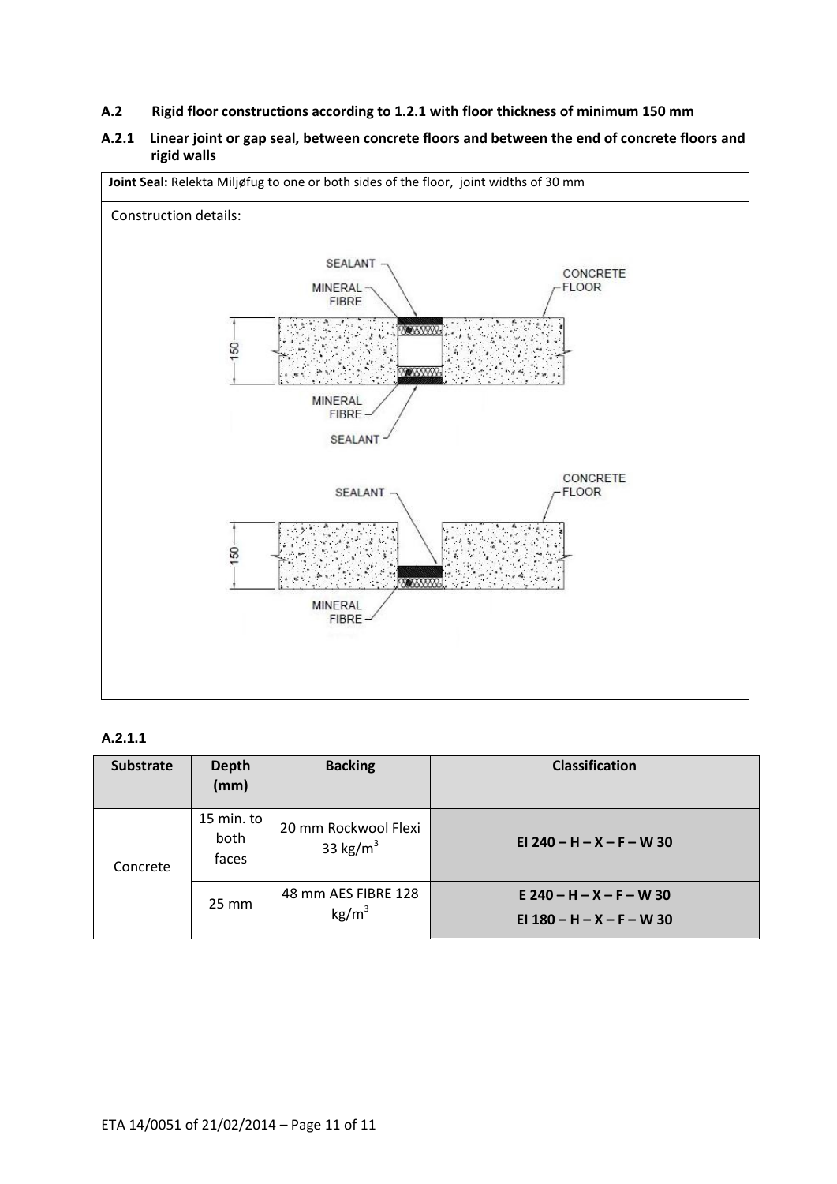## A.2 Rigid floor constructions according to 1.2.1 with floor thickness of minimum 150 mm

### A.2.1 Linear joint or gap seal, between concrete floors and between the end of concrete floors and rigid walls

**Joint Seal:** Relekta Miljøfug to one or both sides of the floor, joint widths of 30 mm

Construction details:

SEALANT
MINERAL FIBRE
CONCRETE FLOOR
150
MINERAL FIBRE
SEALANT

SEALANT
CONCRETE FLOOR
150
MINERAL FIBRE

**A.2.1.1**

| Substrate | Depth (mm) | Backing | Classification |
|---|---|---|---|
| Concrete | 15 min. to both faces | 20 mm Rockwool Flexi 33 kg/m$^3$ | **EI 240 – H – X – F – W 30** |
| | 25 mm | 48 mm AES FIBRE 128 kg/m$^3$ | **E 240 – H – X – F – W 30**<br>**EI 180 – H – X – F – W 30** |